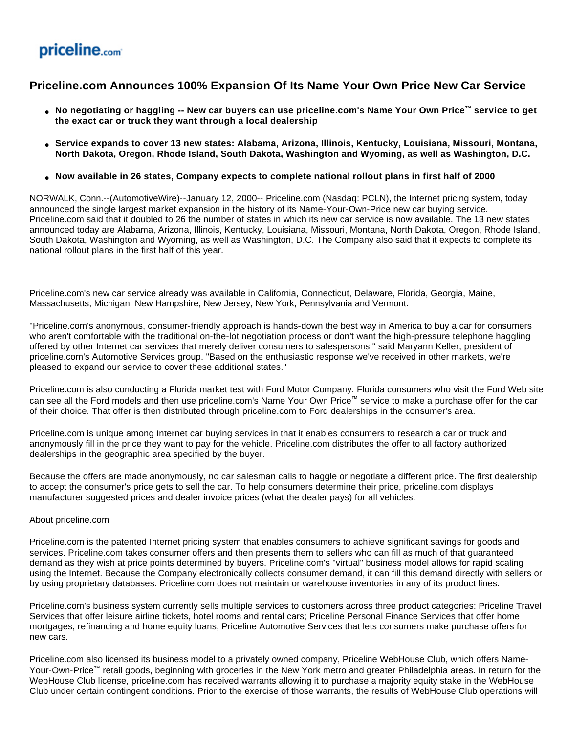priceline.com

# Priceline.com Announces 100% Expansion Of Its Name Your Own Price New Car Service

- **No negotiating or haggling -- New car buyers can use priceline.com's Name Your Own Price™ service to get the exact car or truck they want through a local dealership**
- **Service expands to cover 13 new states: Alabama, Arizona, Illinois, Kentucky, Louisiana, Missouri, Montana, North Dakota, Oregon, Rhode Island, South Dakota, Washington and Wyoming, as well as Washington, D.C.**
- **Now available in 26 states, Company expects to complete national rollout plans in first half of 2000**

NORWALK, Conn.--(AutomotiveWire)--January 12, 2000-- Priceline.com (Nasdaq: PCLN), the Internet pricing system, today announced the single largest market expansion in the history of its Name-Your-Own-Price new car buying service. Priceline.com said that it doubled to 26 the number of states in which its new car service is now available. The 13 new states announced today are Alabama, Arizona, Illinois, Kentucky, Louisiana, Missouri, Montana, North Dakota, Oregon, Rhode Island, South Dakota, Washington and Wyoming, as well as Washington, D.C. The Company also said that it expects to complete its national rollout plans in the first half of this year.

Priceline.com's new car service already was available in California, Connecticut, Delaware, Florida, Georgia, Maine, Massachusetts, Michigan, New Hampshire, New Jersey, New York, Pennsylvania and Vermont.

"Priceline.com's anonymous, consumer-friendly approach is hands-down the best way in America to buy a car for consumers who aren't comfortable with the traditional on-the-lot negotiation process or don't want the high-pressure telephone haggling offered by other Internet car services that merely deliver consumers to salespersons," said Maryann Keller, president of priceline.com's Automotive Services group. "Based on the enthusiastic response we've received in other markets, we're pleased to expand our service to cover these additional states."

Priceline.com is also conducting a Florida market test with Ford Motor Company. Florida consumers who visit the Ford Web site can see all the Ford models and then use priceline.com's Name Your Own Price™ service to make a purchase offer for the car of their choice. That offer is then distributed through priceline.com to Ford dealerships in the consumer's area.

Priceline.com is unique among Internet car buying services in that it enables consumers to research a car or truck and anonymously fill in the price they want to pay for the vehicle. Priceline.com distributes the offer to all factory authorized dealerships in the geographic area specified by the buyer.

Because the offers are made anonymously, no car salesman calls to haggle or negotiate a different price. The first dealership to accept the consumer's price gets to sell the car. To help consumers determine their price, priceline.com displays manufacturer suggested prices and dealer invoice prices (what the dealer pays) for all vehicles.

About priceline.com

Priceline.com is the patented Internet pricing system that enables consumers to achieve significant savings for goods and services. Priceline.com takes consumer offers and then presents them to sellers who can fill as much of that guaranteed demand as they wish at price points determined by buyers. Priceline.com's "virtual" business model allows for rapid scaling using the Internet. Because the Company electronically collects consumer demand, it can fill this demand directly with sellers or by using proprietary databases. Priceline.com does not maintain or warehouse inventories in any of its product lines.

Priceline.com's business system currently sells multiple services to customers across three product categories: Priceline Travel Services that offer leisure airline tickets, hotel rooms and rental cars; Priceline Personal Finance Services that offer home mortgages, refinancing and home equity loans, Priceline Automotive Services that lets consumers make purchase offers for new cars.

Priceline.com also licensed its business model to a privately owned company, Priceline WebHouse Club, which offers Name-Your-Own-Price™ retail goods, beginning with groceries in the New York metro and greater Philadelphia areas. In return for the WebHouse Club license, priceline.com has received warrants allowing it to purchase a majority equity stake in the WebHouse Club under certain contingent conditions. Prior to the exercise of those warrants, the results of WebHouse Club operations will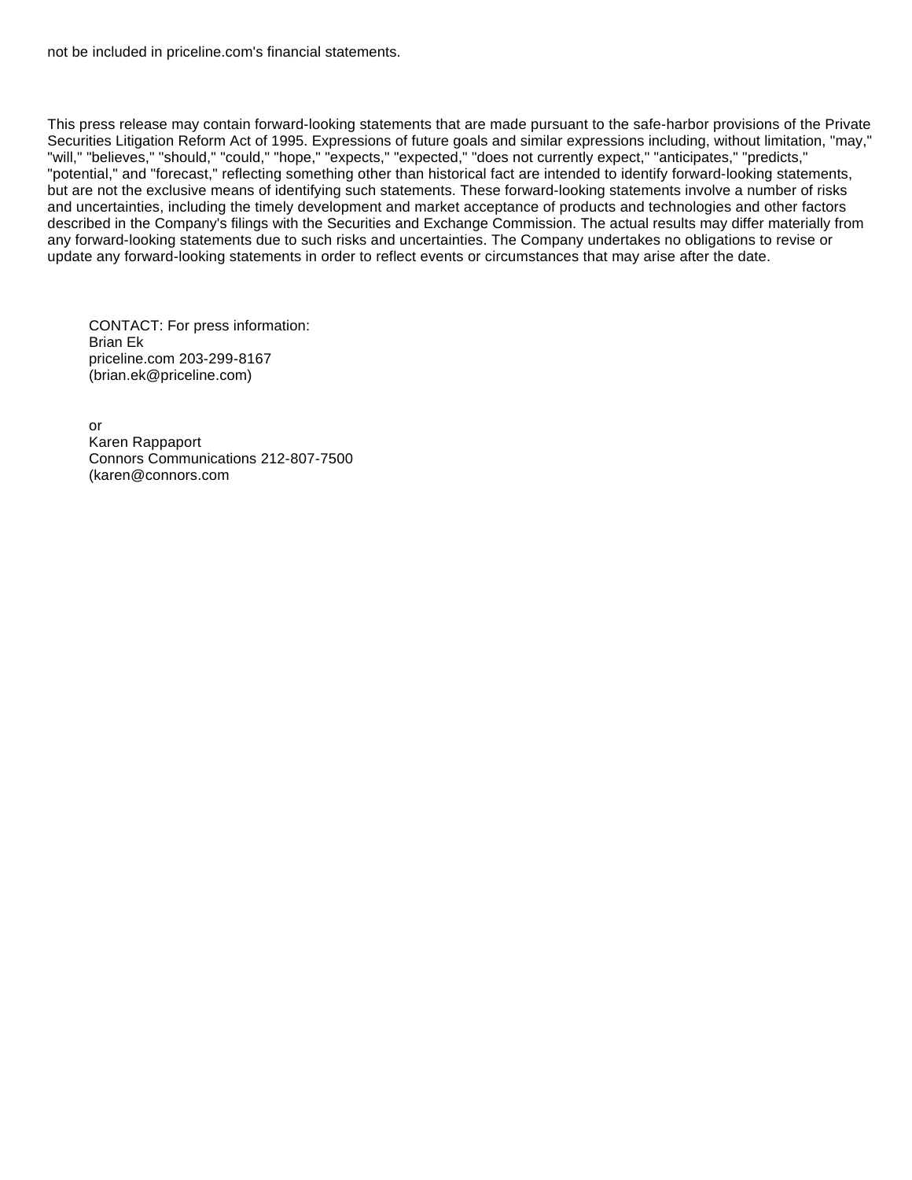not be included in priceline.com's financial statements.

This press release may contain forward-looking statements that are made pursuant to the safe-harbor provisions of the Private Securities Litigation Reform Act of 1995. Expressions of future goals and similar expressions including, without limitation, "may," "will," "believes," "should," "could," "hope," "expects," "expected," "does not currently expect," "anticipates," "predicts," "potential," and "forecast," reflecting something other than historical fact are intended to identify forward-looking statements, but are not the exclusive means of identifying such statements. These forward-looking statements involve a number of risks and uncertainties, including the timely development and market acceptance of products and technologies and other factors described in the Company's filings with the Securities and Exchange Commission. The actual results may differ materially from any forward-looking statements due to such risks and uncertainties. The Company undertakes no obligations to revise or update any forward-looking statements in order to reflect events or circumstances that may arise after the date.

CONTACT: For press information:
Brian Ek
priceline.com 203-299-8167
(brian.ek@priceline.com)

or
Karen Rappaport
Connors Communications 212-807-7500
(karen@connors.com